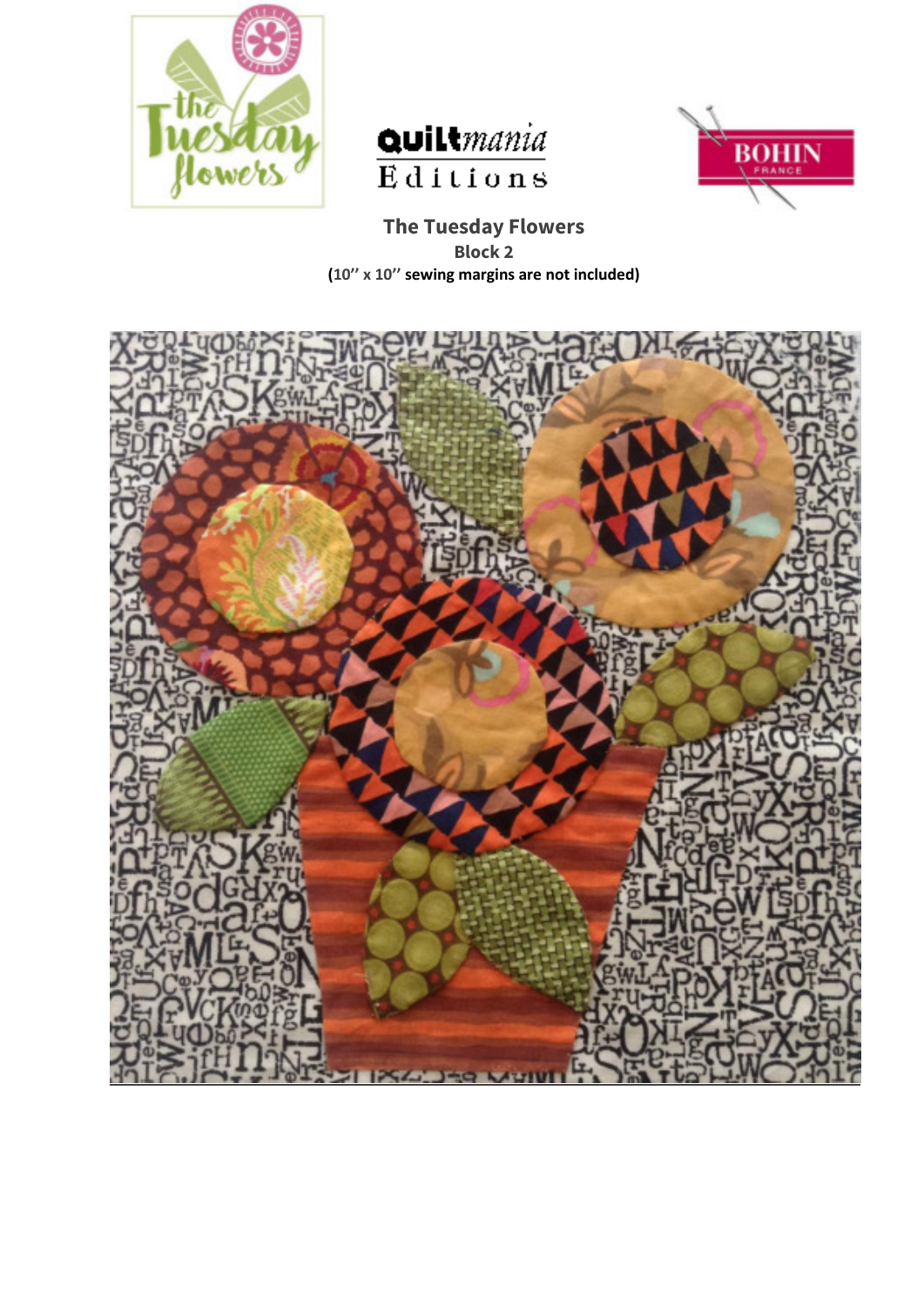**The Tuesday Flowers**

**Block 2**

**(10'' x 10'' sewing margins are not included)**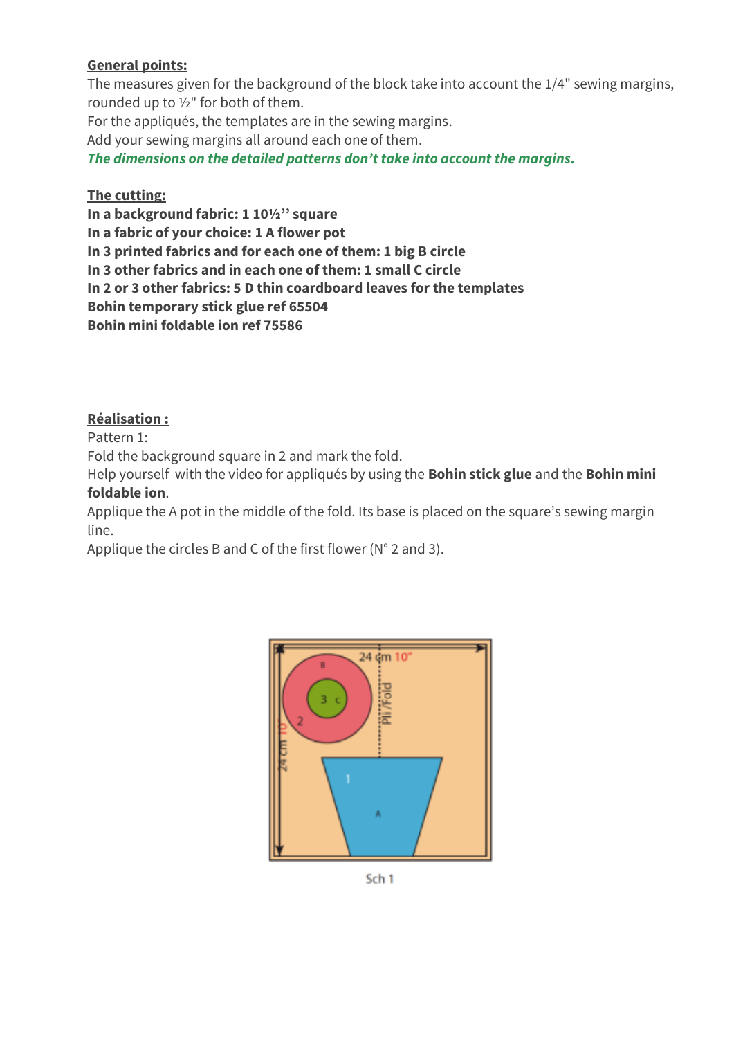**General points:**

The measures given for the background of the block take into account the 1/4" sewing margins, rounded up to ½" for both of them.
For the appliqués, the templates are in the sewing margins.
Add your sewing margins all around each one of them.
***The dimensions on the detailed patterns don't take into account the margins.***

**The cutting:**

**In a background fabric: 1 10½'' square**
**In a fabric of your choice: 1 A flower pot**
**In 3 printed fabrics and for each one of them: 1 big B circle**
**In 3 other fabrics and in each one of them: 1 small C circle**
**In 2 or 3 other fabrics: 5 D thin coardboard leaves for the templates**
**Bohin temporary stick glue ref 65504**
**Bohin mini foldable ion ref 75586**

**Réalisation :**

Pattern 1:
Fold the background square in 2 and mark the fold.
Help yourself with the video for appliqués by using the **Bohin stick glue** and the **Bohin mini foldable ion**.
Applique the A pot in the middle of the fold. Its base is placed on the square's sewing margin line.
Applique the circles B and C of the first flower (N° 2 and 3).

24 cm 10"

Pli/Fold

24 cm 10"

Sch 1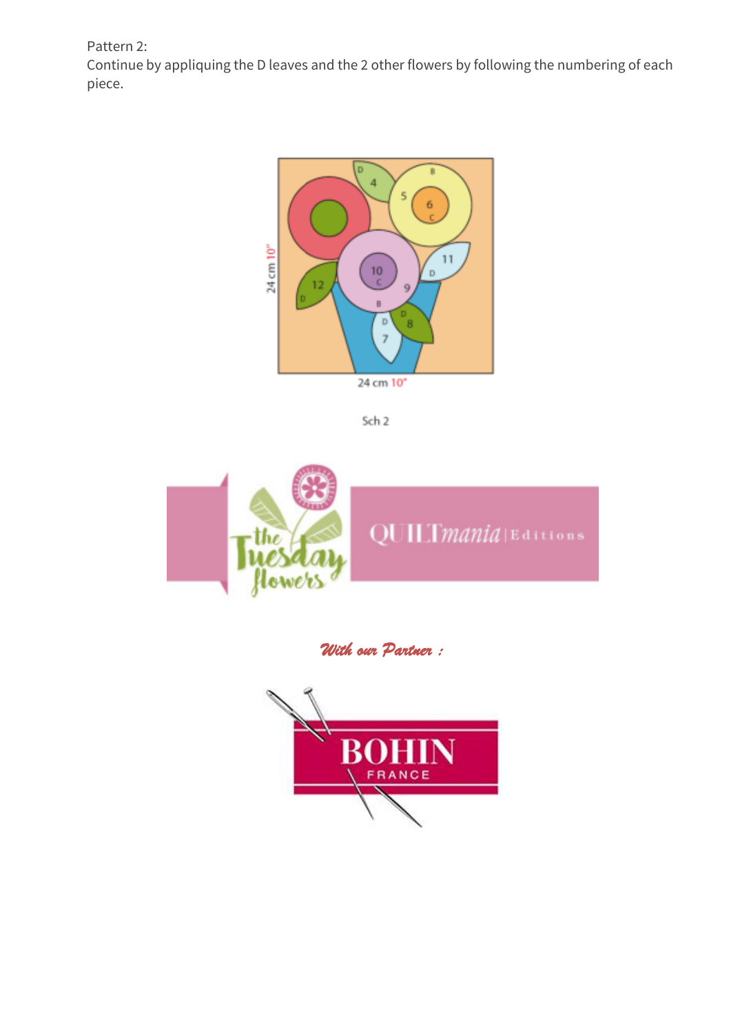Pattern 2:
Continue by appliquing the D leaves and the 2 other flowers by following the numbering of each piece.

Sch 2

*With our Partner :*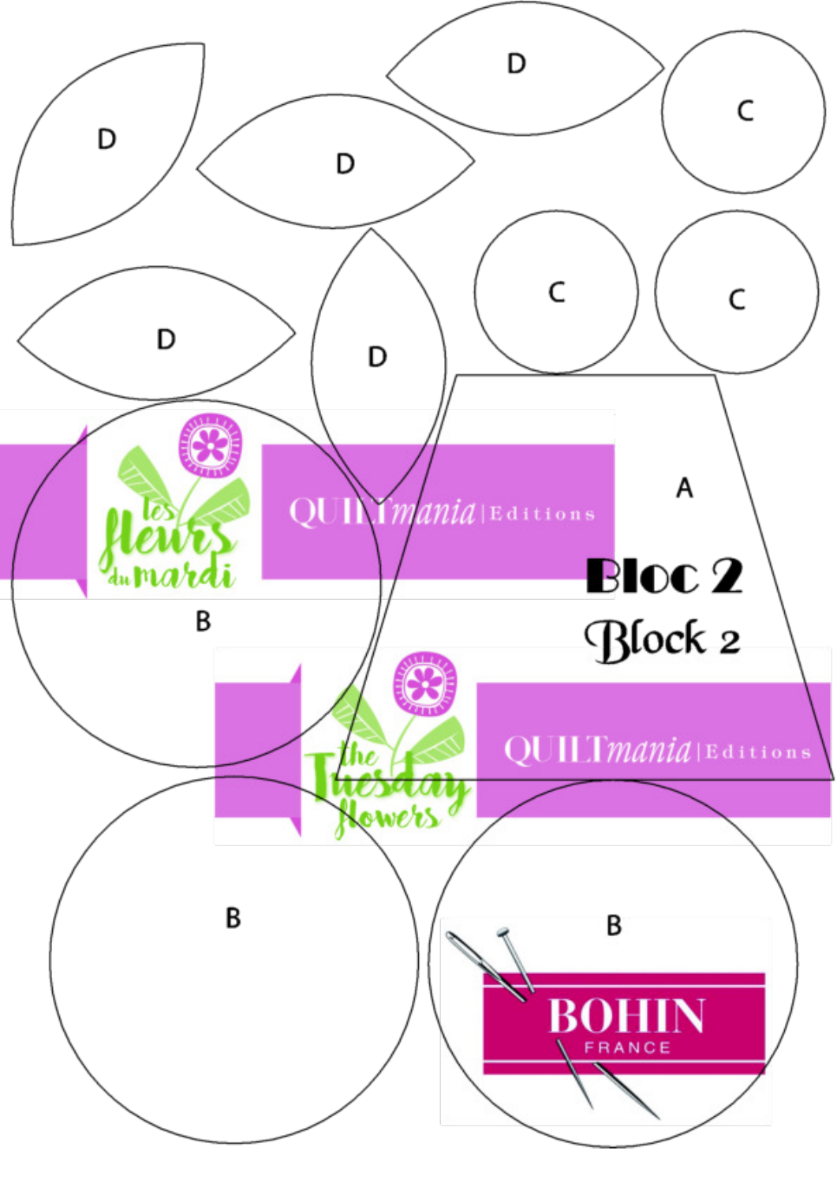D

D

D

C

D

D

C

C

A

les fleurs du mardi

QUILTmania | Editions

**Bloc 2**

**Block 2**

B

the Tuesday flowers

QUILTmania | Editions

B

B

BOHIN

FRANCE